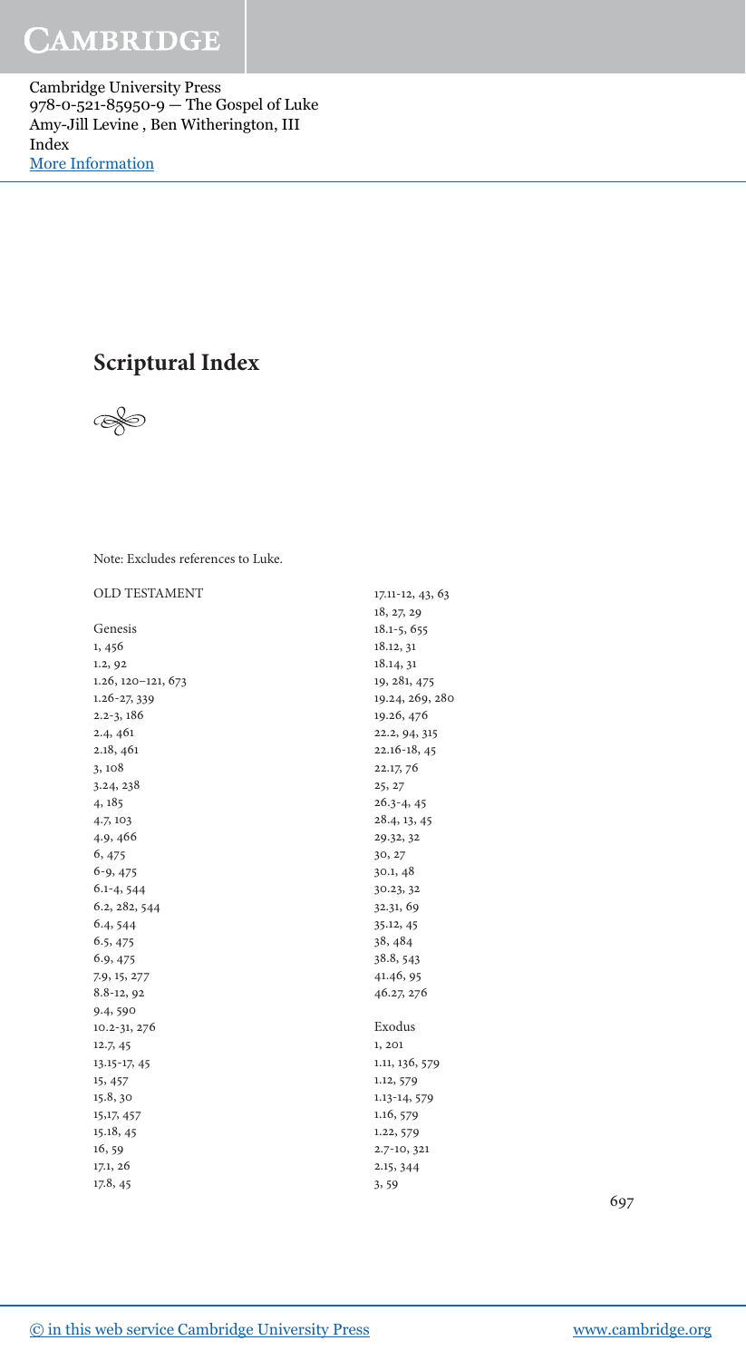# Scriptural Index

Note: Excludes references to Luke.

OLD TESTAMENT

Genesis
1, 456
1.2, 92
1.26, 120–121, 673
1.26-27, 339
2.2-3, 186
2.4, 461
2.18, 461
3, 108
3.24, 238
4, 185
4.7, 103
4.9, 466
6, 475
6-9, 475
6.1-4, 544
6.2, 282, 544
6.4, 544
6.5, 475
6.9, 475
7.9, 15, 277
8.8-12, 92
9.4, 590
10.2-31, 276
12.7, 45
13.15-17, 45
15, 457
15.8, 30
15,17, 457
15.18, 45
16, 59
17.1, 26
17.8, 45
17.11-12, 43, 63
18, 27, 29
18.1-5, 655
18.12, 31
18.14, 31
19, 281, 475
19.24, 269, 280
19.26, 476
22.2, 94, 315
22.16-18, 45
22.17, 76
25, 27
26.3-4, 45
28.4, 13, 45
29.32, 32
30, 27
30.1, 48
30.23, 32
32.31, 69
35.12, 45
38, 484
38.8, 543
41.46, 95
46.27, 276

Exodus
1, 201
1.11, 136, 579
1.12, 579
1.13-14, 579
1.16, 579
1.22, 579
2.7-10, 321
2.15, 344
3, 59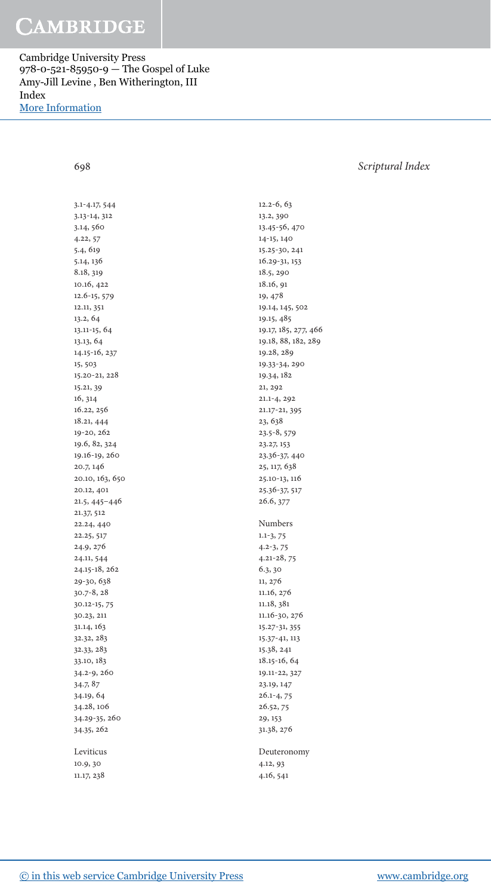3.1-4.17, 544
3.13-14, 312
3.14, 560
4.22, 57
5.4, 619
5.14, 136
8.18, 319
10.16, 422
12.6-15, 579
12.11, 351
13.2, 64
13.11-15, 64
13.13, 64
14.15-16, 237
15, 503
15.20-21, 228
15.21, 39
16, 314
16.22, 256
18.21, 444
19-20, 262
19.6, 82, 324
19.16-19, 260
20.7, 146
20.10, 163, 650
20.12, 401
21.5, 445–446
21.37, 512
22.24, 440
22.25, 517
24.9, 276
24.11, 544
24.15-18, 262
29-30, 638
30.7-8, 28
30.12-15, 75
30.23, 211
31.14, 163
32.32, 283
32.33, 283
33.10, 183
34.2-9, 260
34.7, 87
34.19, 64
34.28, 106
34.29-35, 260
34.35, 262

Leviticus
10.9, 30
11.17, 238
12.2-6, 63
13.2, 390
13.45-56, 470
14-15, 140
15.25-30, 241
16.29-31, 153
18.5, 290
18.16, 91
19, 478
19.14, 145, 502
19.15, 485
19.17, 185, 277, 466
19.18, 88, 182, 289
19.28, 289
19.33-34, 290
19.34, 182
21, 292
21.1-4, 292
21.17-21, 395
23, 638
23.5-8, 579
23.27, 153
23.36-37, 440
25, 117, 638
25.10-13, 116
25.36-37, 517
26.6, 377

Numbers
1.1-3, 75
4.2-3, 75
4.21-28, 75
6.3, 30
11, 276
11.16, 276
11.18, 381
11.16-30, 276
15.27-31, 355
15.37-41, 113
15.38, 241
18.15-16, 64
19.11-22, 327
23.19, 147
26.1-4, 75
26.52, 75
29, 153
31.38, 276

Deuteronomy
4.12, 93
4.16, 541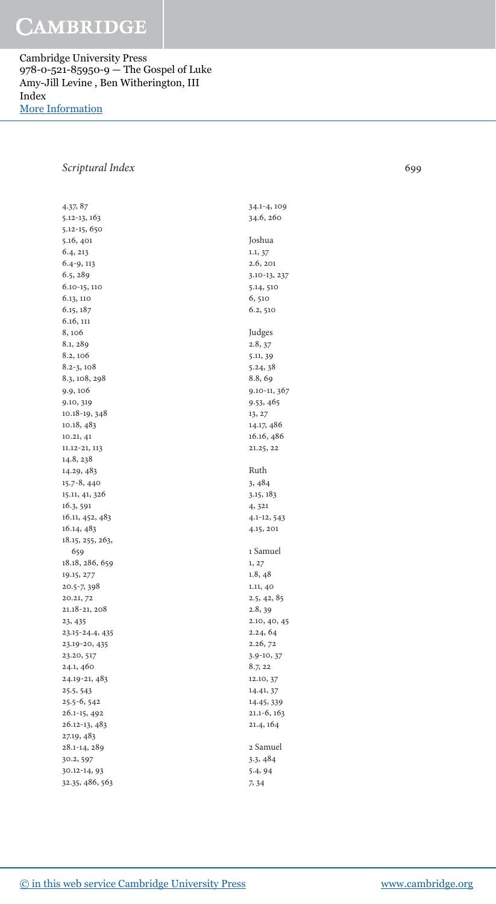4.37, 87
5.12-13, 163
5.12-15, 650
5.16, 401
6.4, 213
6.4-9, 113
6.5, 289
6.10-15, 110
6.13, 110
6.15, 187
6.16, 111
8, 106
8.1, 289
8.2, 106
8.2-3, 108
8.3, 108, 298
9.9, 106
9.10, 319
10.18-19, 348
10.18, 483
10.21, 41
11.12-21, 113
14.8, 238
14.29, 483
15.7-8, 440
15.11, 41, 326
16.3, 591
16.11, 452, 483
16.14, 483
18.15, 255, 263, 659
18.18, 286, 659
19.15, 277
20.5-7, 398
20.21, 72
21.18-21, 208
23, 435
23.15-24.4, 435
23.19-20, 435
23.20, 517
24.1, 460
24.19-21, 483
25.5, 543
25.5-6, 542
26.1-15, 492
26.12-13, 483
27.19, 483
28.1-14, 289
30.2, 597
30.12-14, 93
32.35, 486, 563
34.1-4, 109
34.6, 260

Joshua
1.1, 37
2.6, 201
3.10-13, 237
5.14, 510
6, 510
6.2, 510

Judges
2.8, 37
5.11, 39
5.24, 38
8.8, 69
9.10-11, 367
9.53, 465
13, 27
14.17, 486
16.16, 486
21.25, 22

Ruth
3, 484
3.15, 183
4, 321
4.1-12, 543
4.15, 201

1 Samuel
1, 27
1.8, 48
1.11, 40
2.5, 42, 85
2.8, 39
2.10, 40, 45
2.24, 64
2.26, 72
3.9-10, 37
8.7, 22
12.10, 37
14.41, 37
14.45, 339
21.1-6, 163
21.4, 164

2 Samuel
3.3, 484
5.4, 94
7, 34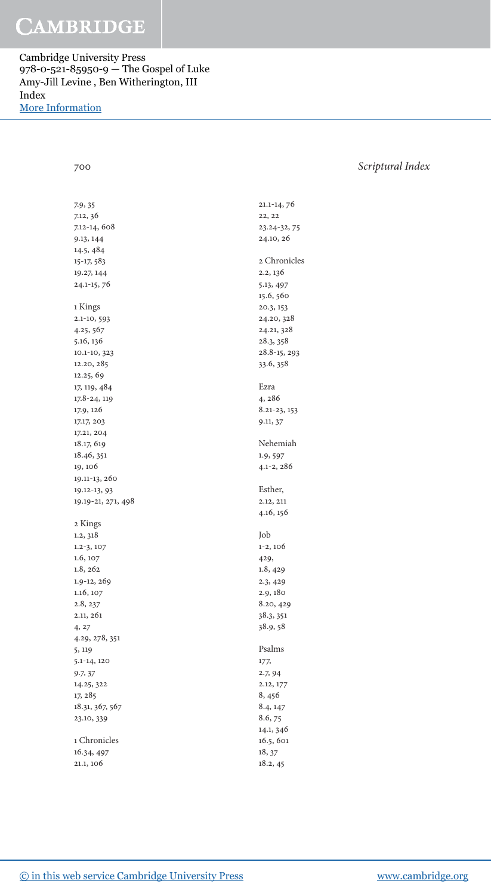7.9, 35
7.12, 36
7.12-14, 608
9.13, 144
14.5, 484
15-17, 583
19.27, 144
24.1-15, 76

1 Kings
2.1-10, 593
4.25, 567
5.16, 136
10.1-10, 323
12.20, 285
12.25, 69
17, 119, 484
17.8-24, 119
17.9, 126
17.17, 203
17.21, 204
18.17, 619
18.46, 351
19, 106
19.11-13, 260
19.12-13, 93
19.19-21, 271, 498

2 Kings
1.2, 318
1.2-3, 107
1.6, 107
1.8, 262
1.9-12, 269
1.16, 107
2.8, 237
2.11, 261
4, 27
4.29, 278, 351
5, 119
5.1-14, 120
9.7, 37
14.25, 322
17, 285
18.31, 367, 567
23.10, 339

1 Chronicles
16.34, 497
21.1, 106
21.1-14, 76
22, 22
23.24-32, 75
24.10, 26

2 Chronicles
2.2, 136
5.13, 497
15.6, 560
20.3, 153
24.20, 328
24.21, 328
28.3, 358
28.8-15, 293
33.6, 358

Ezra
4, 286
8.21-23, 153
9.11, 37

Nehemiah
1.9, 597
4.1-2, 286

Esther,
2.12, 211
4.16, 156

Job
1-2, 106
429,
1.8, 429
2.3, 429
2.9, 180
8.20, 429
38.3, 351
38.9, 58

Psalms
177,
2.7, 94
2.12, 177
8, 456
8.4, 147
8.6, 75
14.1, 346
16.5, 601
18, 37
18.2, 45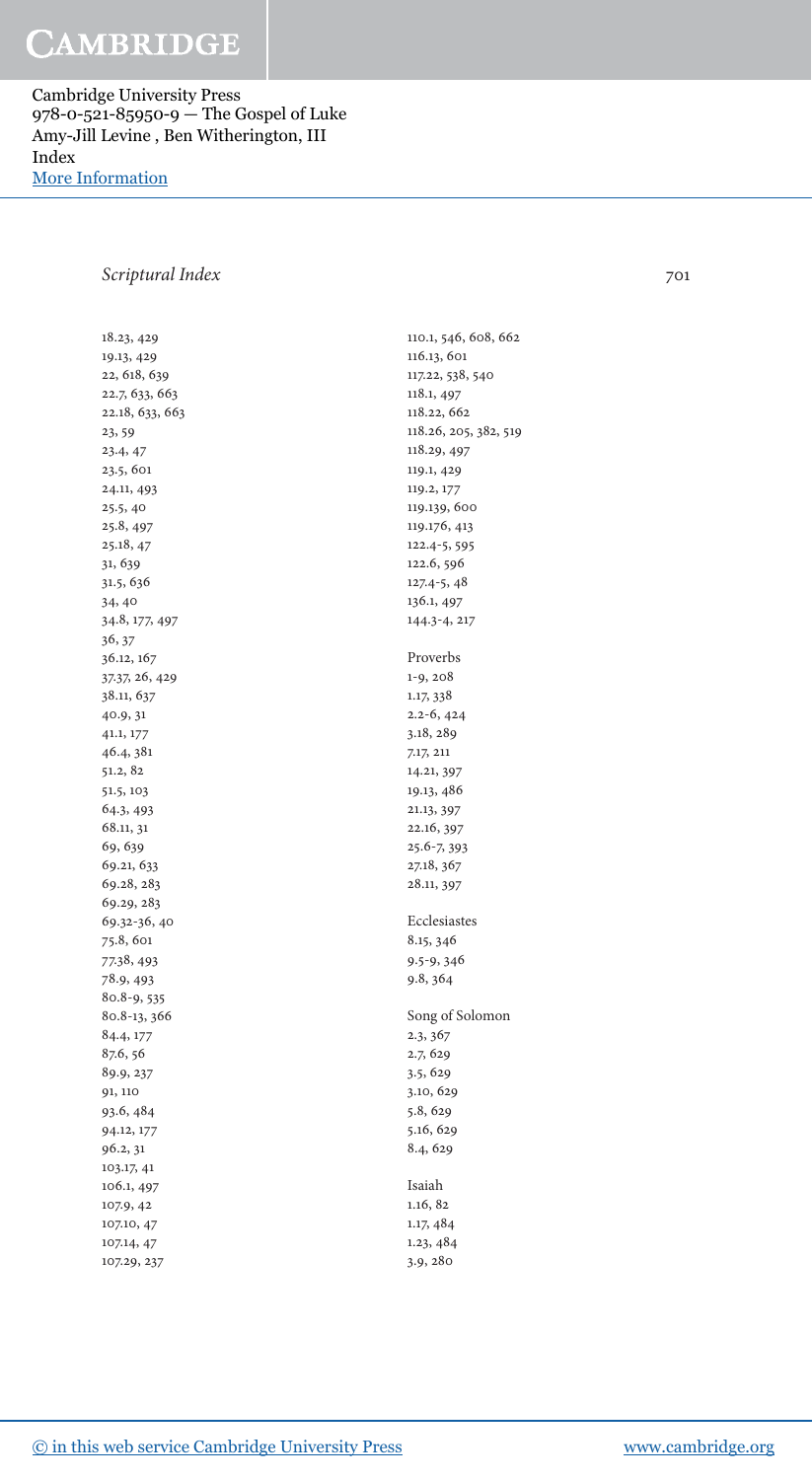18.23, 429
19.13, 429
22, 618, 639
22.7, 633, 663
22.18, 633, 663
23, 59
23.4, 47
23.5, 601
24.11, 493
25.5, 40
25.8, 497
25.18, 47
31, 639
31.5, 636
34, 40
34.8, 177, 497
36, 37
36.12, 167
37.37, 26, 429
38.11, 637
40.9, 31
41.1, 177
46.4, 381
51.2, 82
51.5, 103
64.3, 493
68.11, 31
69, 639
69.21, 633
69.28, 283
69.29, 283
69.32-36, 40
75.8, 601
77.38, 493
78.9, 493
80.8-9, 535
80.8-13, 366
84.4, 177
87.6, 56
89.9, 237
91, 110
93.6, 484
94.12, 177
96.2, 31
103.17, 41
106.1, 497
107.9, 42
107.10, 47
107.14, 47
107.29, 237
110.1, 546, 608, 662
116.13, 601
117.22, 538, 540
118.1, 497
118.22, 662
118.26, 205, 382, 519
118.29, 497
119.1, 429
119.2, 177
119.139, 600
119.176, 413
122.4-5, 595
122.6, 596
127.4-5, 48
136.1, 497
144.3-4, 217

Proverbs
1-9, 208
1.17, 338
2.2-6, 424
3.18, 289
7.17, 211
14.21, 397
19.13, 486
21.13, 397
22.16, 397
25.6-7, 393
27.18, 367
28.11, 397

Ecclesiastes
8.15, 346
9.5-9, 346
9.8, 364

Song of Solomon
2.3, 367
2.7, 629
3.5, 629
3.10, 629
5.8, 629
5.16, 629
8.4, 629

Isaiah
1.16, 82
1.17, 484
1.23, 484
3.9, 280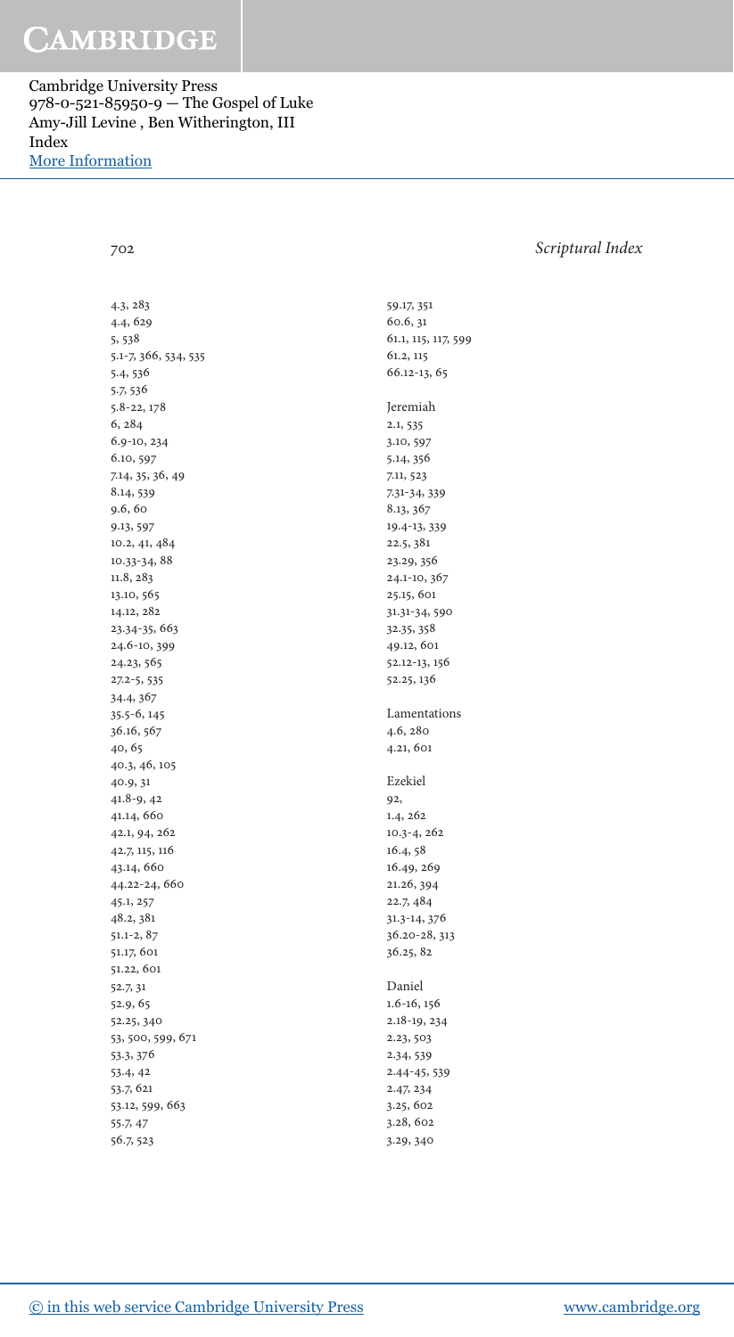4.3, 283
4.4, 629
5, 538
5.1-7, 366, 534, 535
5.4, 536
5.7, 536
5.8-22, 178
6, 284
6.9-10, 234
6.10, 597
7.14, 35, 36, 49
8.14, 539
9.6, 60
9.13, 597
10.2, 41, 484
10.33-34, 88
11.8, 283
13.10, 565
14.12, 282
23.34-35, 663
24.6-10, 399
24.23, 565
27.2-5, 535
34.4, 367
35.5-6, 145
36.16, 567
40, 65
40.3, 46, 105
40.9, 31
41.8-9, 42
41.14, 660
42.1, 94, 262
42.7, 115, 116
43.14, 660
44.22-24, 660
45.1, 257
48.2, 381
51.1-2, 87
51.17, 601
51.22, 601
52.7, 31
52.9, 65
52.25, 340
53, 500, 599, 671
53.3, 376
53.4, 42
53.7, 621
53.12, 599, 663
55.7, 47
56.7, 523
59.17, 351
60.6, 31
61.1, 115, 117, 599
61.2, 115
66.12-13, 65

Jeremiah
2.1, 535
3.10, 597
5.14, 356
7.11, 523
7.31-34, 339
8.13, 367
19.4-13, 339
22.5, 381
23.29, 356
24.1-10, 367
25.15, 601
31.31-34, 590
32.35, 358
49.12, 601
52.12-13, 156
52.25, 136

Lamentations
4.6, 280
4.21, 601

Ezekiel
92,
1.4, 262
10.3-4, 262
16.4, 58
16.49, 269
21.26, 394
22.7, 484
31.3-14, 376
36.20-28, 313
36.25, 82

Daniel
1.6-16, 156
2.18-19, 234
2.23, 503
2.34, 539
2.44-45, 539
2.47, 234
3.25, 602
3.28, 602
3.29, 340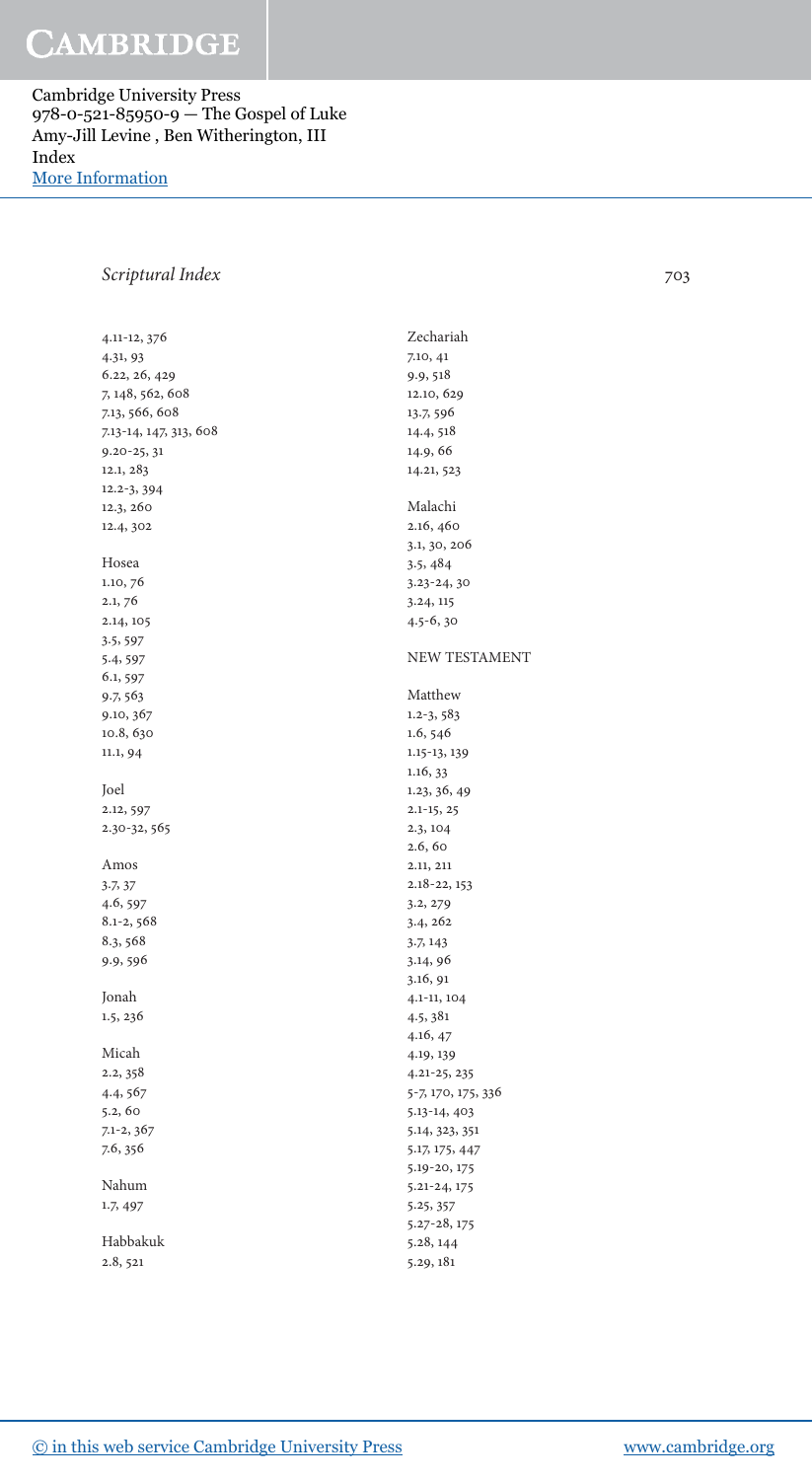4.11-12, 376
4.31, 93
6.22, 26, 429
7, 148, 562, 608
7.13, 566, 608
7.13-14, 147, 313, 608
9.20-25, 31
12.1, 283
12.2-3, 394
12.3, 260
12.4, 302

Hosea
1.10, 76
2.1, 76
2.14, 105
3.5, 597
5.4, 597
6.1, 597
9.7, 563
9.10, 367
10.8, 630
11.1, 94

Joel
2.12, 597
2.30-32, 565

Amos
3.7, 37
4.6, 597
8.1-2, 568
8.3, 568
9.9, 596

Jonah
1.5, 236

Micah
2.2, 358
4.4, 567
5.2, 60
7.1-2, 367
7.6, 356

Nahum
1.7, 497

Habbakuk
2.8, 521

Zechariah
7.10, 41
9.9, 518
12.10, 629
13.7, 596
14.4, 518
14.9, 66
14.21, 523

Malachi
2.16, 460
3.1, 30, 206
3.5, 484
3.23-24, 30
3.24, 115
4.5-6, 30

NEW TESTAMENT

Matthew
1.2-3, 583
1.6, 546
1.15-13, 139
1.16, 33
1.23, 36, 49
2.1-15, 25
2.3, 104
2.6, 60
2.11, 211
2.18-22, 153
3.2, 279
3.4, 262
3.7, 143
3.14, 96
3.16, 91
4.1-11, 104
4.5, 381
4.16, 47
4.19, 139
4.21-25, 235
5-7, 170, 175, 336
5.13-14, 403
5.14, 323, 351
5.17, 175, 447
5.19-20, 175
5.21-24, 175
5.25, 357
5.27-28, 175
5.28, 144
5.29, 181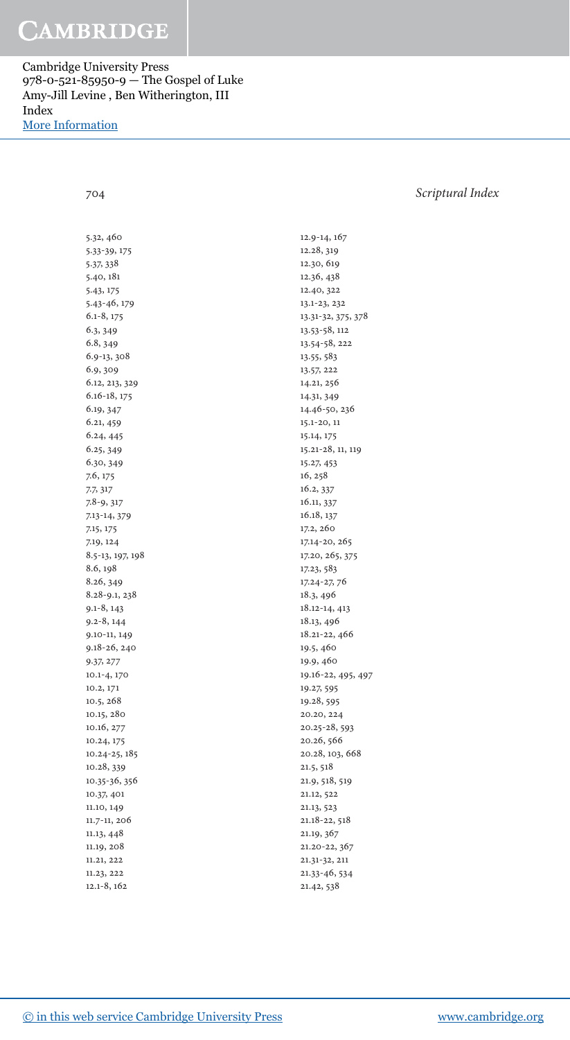5.32, 460
5.33-39, 175
5.37, 338
5.40, 181
5.43, 175
5.43-46, 179
6.1-8, 175
6.3, 349
6.8, 349
6.9-13, 308
6.9, 309
6.12, 213, 329
6.16-18, 175
6.19, 347
6.21, 459
6.24, 445
6.25, 349
6.30, 349
7.6, 175
7.7, 317
7.8-9, 317
7.13-14, 379
7.15, 175
7.19, 124
8.5-13, 197, 198
8.6, 198
8.26, 349
8.28-9.1, 238
9.1-8, 143
9.2-8, 144
9.10-11, 149
9.18-26, 240
9.37, 277
10.1-4, 170
10.2, 171
10.5, 268
10.15, 280
10.16, 277
10.24, 175
10.24-25, 185
10.28, 339
10.35-36, 356
10.37, 401
11.10, 149
11.7-11, 206
11.13, 448
11.19, 208
11.21, 222
11.23, 222
12.1-8, 162
12.9-14, 167
12.28, 319
12.30, 619
12.36, 438
12.40, 322
13.1-23, 232
13.31-32, 375, 378
13.53-58, 112
13.54-58, 222
13.55, 583
13.57, 222
14.21, 256
14.31, 349
14.46-50, 236
15.1-20, 11
15.14, 175
15.21-28, 11, 119
15.27, 453
16, 258
16.2, 337
16.11, 337
16.18, 137
17.2, 260
17.14-20, 265
17.20, 265, 375
17.23, 583
17.24-27, 76
18.3, 496
18.12-14, 413
18.13, 496
18.21-22, 466
19.5, 460
19.9, 460
19.16-22, 495, 497
19.27, 595
19.28, 595
20.20, 224
20.25-28, 593
20.26, 566
20.28, 103, 668
21.5, 518
21.9, 518, 519
21.12, 522
21.13, 523
21.18-22, 518
21.19, 367
21.20-22, 367
21.31-32, 211
21.33-46, 534
21.42, 538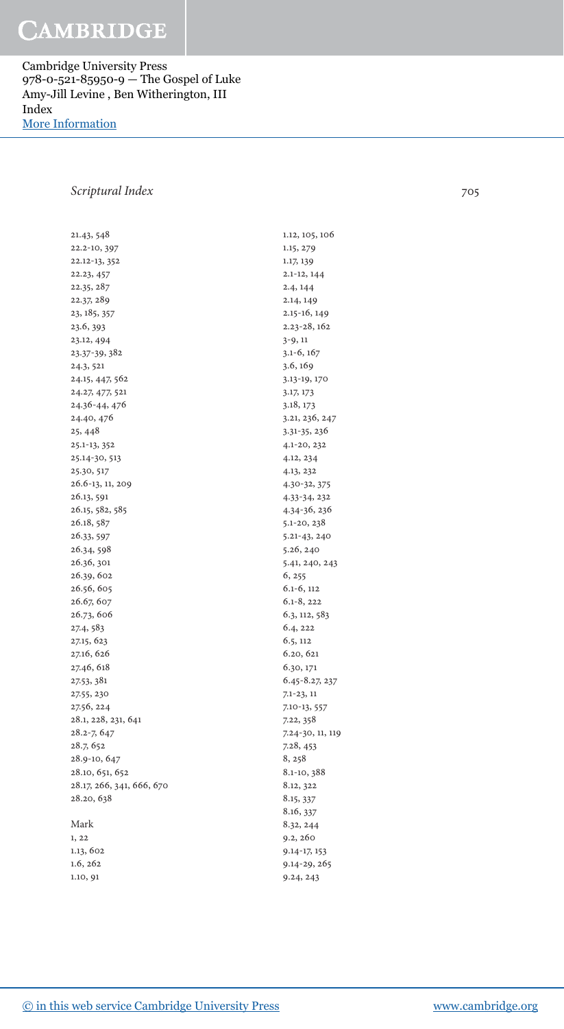21.43, 548
22.2-10, 397
22.12-13, 352
22.23, 457
22.35, 287
22.37, 289
23, 185, 357
23.6, 393
23.12, 494
23.37-39, 382
24.3, 521
24.15, 447, 562
24.27, 477, 521
24.36-44, 476
24.40, 476
25, 448
25.1-13, 352
25.14-30, 513
25.30, 517
26.6-13, 11, 209
26.13, 591
26.15, 582, 585
26.18, 587
26.33, 597
26.34, 598
26.36, 301
26.39, 602
26.56, 605
26.67, 607
26.73, 606
27.4, 583
27.15, 623
27.16, 626
27.46, 618
27.53, 381
27.55, 230
27.56, 224
28.1, 228, 231, 641
28.2-7, 647
28.7, 652
28.9-10, 647
28.10, 651, 652
28.17, 266, 341, 666, 670
28.20, 638

Mark
1, 22
1.13, 602
1.6, 262
1.10, 91
1.12, 105, 106
1.15, 279
1.17, 139
2.1-12, 144
2.4, 144
2.14, 149
2.15-16, 149
2.23-28, 162
3-9, 11
3.1-6, 167
3.6, 169
3.13-19, 170
3.17, 173
3.18, 173
3.21, 236, 247
3.31-35, 236
4.1-20, 232
4.12, 234
4.13, 232
4.30-32, 375
4.33-34, 232
4.34-36, 236
5.1-20, 238
5.21-43, 240
5.26, 240
5.41, 240, 243
6, 255
6.1-6, 112
6.1-8, 222
6.3, 112, 583
6.4, 222
6.5, 112
6.20, 621
6.30, 171
6.45-8.27, 237
7.1-23, 11
7.10-13, 557
7.22, 358
7.24-30, 11, 119
7.28, 453
8, 258
8.1-10, 388
8.12, 322
8.15, 337
8.16, 337
8.32, 244
9.2, 260
9.14-17, 153
9.14-29, 265
9.24, 243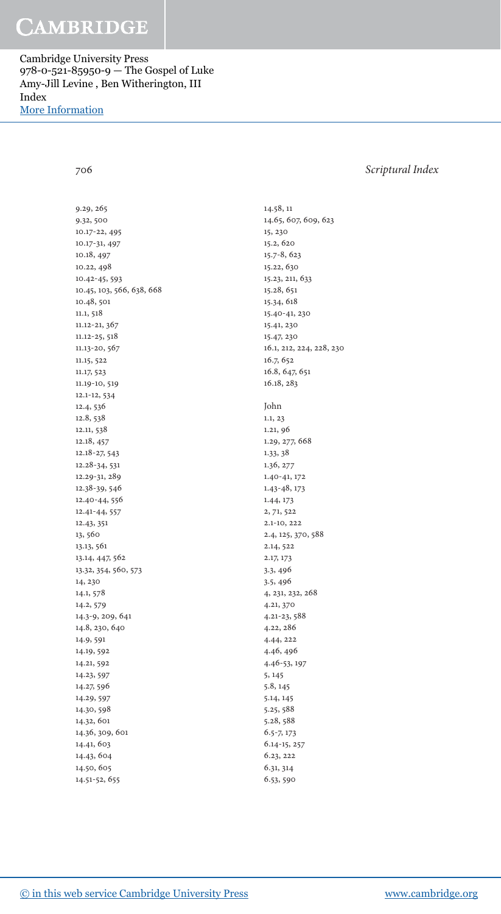9.29, 265
9.32, 500
10.17-22, 495
10.17-31, 497
10.18, 497
10.22, 498
10.42-45, 593
10.45, 103, 566, 638, 668
10.48, 501
11.1, 518
11.12-21, 367
11.12-25, 518
11.13-20, 567
11.15, 522
11.17, 523
11.19-10, 519
12.1-12, 534
12.4, 536
12.8, 538
12.11, 538
12.18, 457
12.18-27, 543
12.28-34, 531
12.29-31, 289
12.38-39, 546
12.40-44, 556
12.41-44, 557
12.43, 351
13, 560
13.13, 561
13.14, 447, 562
13.32, 354, 560, 573
14, 230
14.1, 578
14.2, 579
14.3-9, 209, 641
14.8, 230, 640
14.9, 591
14.19, 592
14.21, 592
14.23, 597
14.27, 596
14.29, 597
14.30, 598
14.32, 601
14.36, 309, 601
14.41, 603
14.43, 604
14.50, 605
14.51-52, 655
14.58, 11
14.65, 607, 609, 623
15, 230
15.2, 620
15.7-8, 623
15.22, 630
15.23, 211, 633
15.28, 651
15.34, 618
15.40-41, 230
15.41, 230
15.47, 230
16.1, 212, 224, 228, 230
16.7, 652
16.8, 647, 651
16.18, 283

John
1.1, 23
1.21, 96
1.29, 277, 668
1.33, 38
1.36, 277
1.40-41, 172
1.43-48, 173
1.44, 173
2, 71, 522
2.1-10, 222
2.4, 125, 370, 588
2.14, 522
2.17, 173
3.3, 496
3.5, 496
4, 231, 232, 268
4.21, 370
4.21-23, 588
4.22, 286
4.44, 222
4.46, 496
4.46-53, 197
5, 145
5.8, 145
5.14, 145
5.25, 588
5.28, 588
6.5-7, 173
6.14-15, 257
6.23, 222
6.31, 314
6.53, 590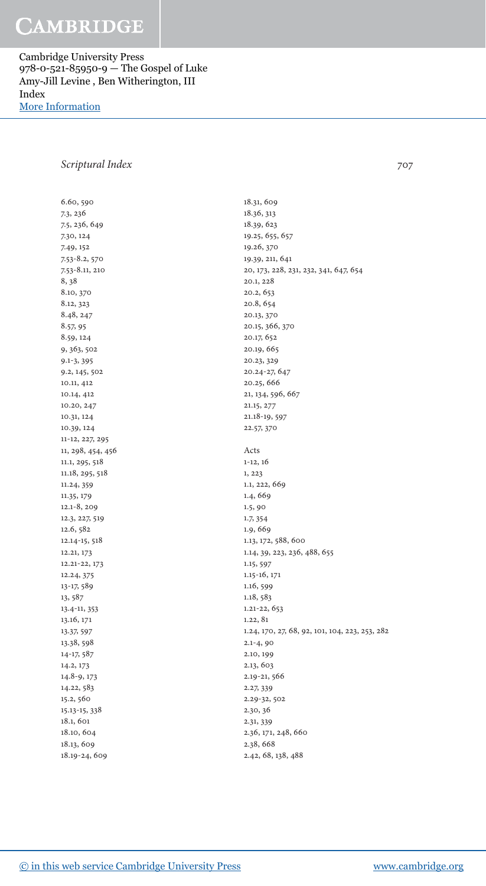## Scriptural Index

6.60, 590
7.3, 236
7.5, 236, 649
7.30, 124
7.49, 152
7.53-8.2, 570
7.53-8.11, 210
8, 38
8.10, 370
8.12, 323
8.48, 247
8.57, 95
8.59, 124
9, 363, 502
9.1-3, 395
9.2, 145, 502
10.11, 412
10.14, 412
10.20, 247
10.31, 124
10.39, 124
11-12, 227, 295
11, 298, 454, 456
11.1, 295, 518
11.18, 295, 518
11.24, 359
11.35, 179
12.1-8, 209
12.3, 227, 519
12.6, 582
12.14-15, 518
12.21, 173
12.21-22, 173
12.24, 375
13-17, 589
13, 587
13.4-11, 353
13.16, 171
13.37, 597
13.38, 598
14-17, 587
14.2, 173
14.8-9, 173
14.22, 583
15.2, 560
15.13-15, 338
18.1, 601
18.10, 604
18.13, 609
18.19-24, 609
18.31, 609
18.36, 313
18.39, 623
19.25, 655, 657
19.26, 370
19.39, 211, 641
20, 173, 228, 231, 232, 341, 647, 654
20.1, 228
20.2, 653
20.8, 654
20.13, 370
20.15, 366, 370
20.17, 652
20.19, 665
20.23, 329
20.24-27, 647
20.25, 666
21, 134, 596, 667
21.15, 277
21.18-19, 597
22.57, 370

Acts
1-12, 16
1, 223
1.1, 222, 669
1.4, 669
1.5, 90
1.7, 354
1.9, 669
1.13, 172, 588, 600
1.14, 39, 223, 236, 488, 655
1.15, 597
1.15-16, 171
1.16, 599
1.18, 583
1.21-22, 653
1.22, 81
1.24, 170, 27, 68, 92, 101, 104, 223, 253, 282
2.1-4, 90
2.10, 199
2.13, 603
2.19-21, 566
2.27, 339
2.29-32, 502
2.30, 36
2.31, 339
2.36, 171, 248, 660
2.38, 668
2.42, 68, 138, 488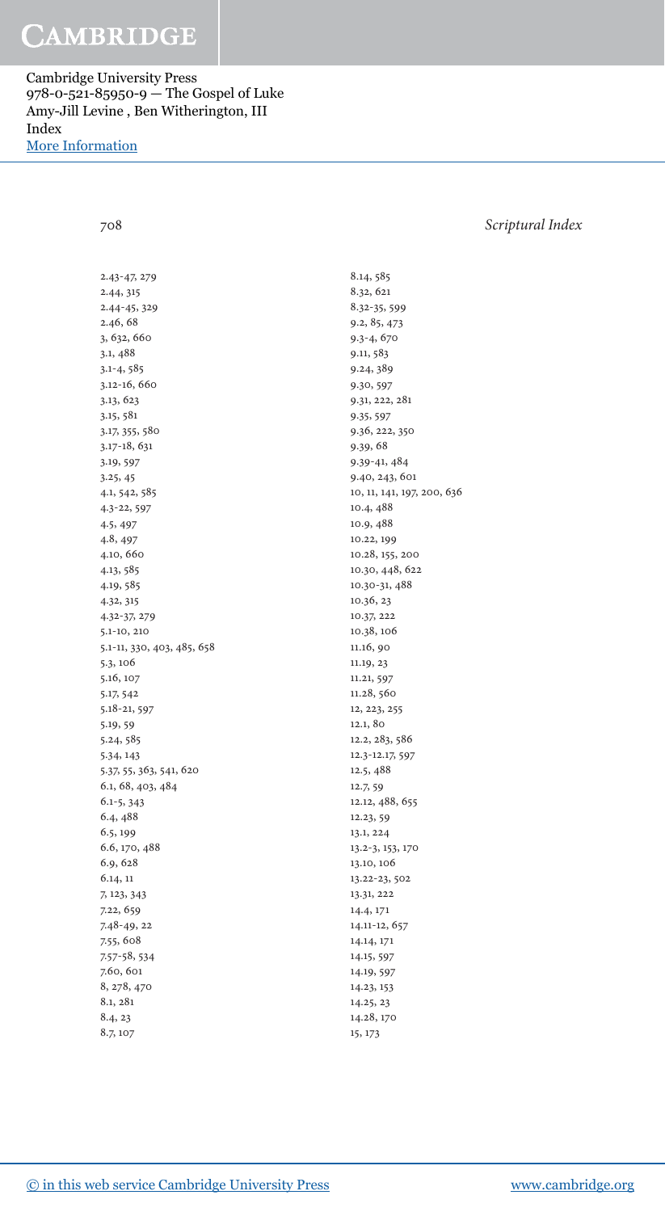2.43-47, 279
2.44, 315
2.44-45, 329
2.46, 68
3, 632, 660
3.1, 488
3.1-4, 585
3.12-16, 660
3.13, 623
3.15, 581
3.17, 355, 580
3.17-18, 631
3.19, 597
3.25, 45
4.1, 542, 585
4.3-22, 597
4.5, 497
4.8, 497
4.10, 660
4.13, 585
4.19, 585
4.32, 315
4.32-37, 279
5.1-10, 210
5.1-11, 330, 403, 485, 658
5.3, 106
5.16, 107
5.17, 542
5.18-21, 597
5.19, 59
5.24, 585
5.34, 143
5.37, 55, 363, 541, 620
6.1, 68, 403, 484
6.1-5, 343
6.4, 488
6.5, 199
6.6, 170, 488
6.9, 628
6.14, 11
7, 123, 343
7.22, 659
7.48-49, 22
7.55, 608
7.57-58, 534
7.60, 601
8, 278, 470
8.1, 281
8.4, 23
8.7, 107
8.14, 585
8.32, 621
8.32-35, 599
9.2, 85, 473
9.3-4, 670
9.11, 583
9.24, 389
9.30, 597
9.31, 222, 281
9.35, 597
9.36, 222, 350
9.39, 68
9.39-41, 484
9.40, 243, 601
10, 11, 141, 197, 200, 636
10.4, 488
10.9, 488
10.22, 199
10.28, 155, 200
10.30, 448, 622
10.30-31, 488
10.36, 23
10.37, 222
10.38, 106
11.16, 90
11.19, 23
11.21, 597
11.28, 560
12, 223, 255
12.1, 80
12.2, 283, 586
12.3-12.17, 597
12.5, 488
12.7, 59
12.12, 488, 655
12.23, 59
13.1, 224
13.2-3, 153, 170
13.10, 106
13.22-23, 502
13.31, 222
14.4, 171
14.11-12, 657
14.14, 171
14.15, 597
14.19, 597
14.23, 153
14.25, 23
14.28, 170
15, 173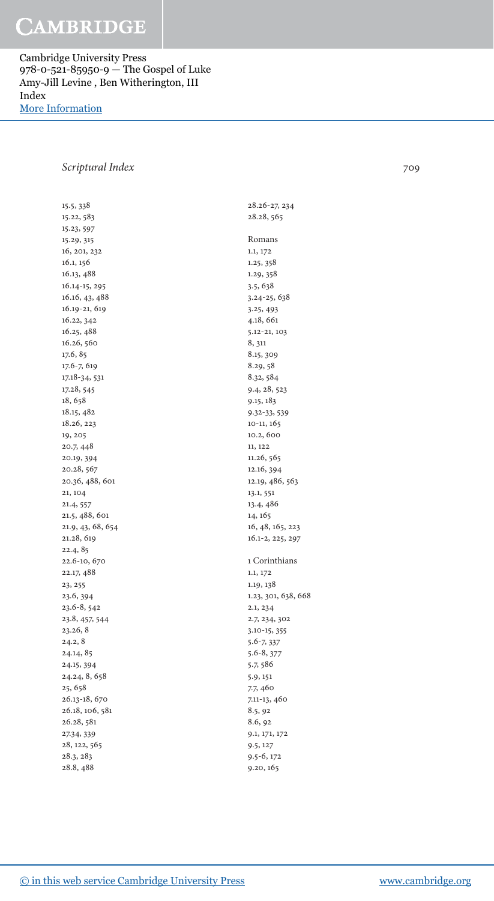15.5, 338
15.22, 583
15.23, 597
15.29, 315
16, 201, 232
16.1, 156
16.13, 488
16.14-15, 295
16.16, 43, 488
16.19-21, 619
16.22, 342
16.25, 488
16.26, 560
17.6, 85
17.6-7, 619
17.18-34, 531
17.28, 545
18, 658
18.15, 482
18.26, 223
19, 205
20.7, 448
20.19, 394
20.28, 567
20.36, 488, 601
21, 104
21.4, 557
21.5, 488, 601
21.9, 43, 68, 654
21.28, 619
22.4, 85
22.6-10, 670
22.17, 488
23, 255
23.6, 394
23.6-8, 542
23.8, 457, 544
23.26, 8
24.2, 8
24.14, 85
24.15, 394
24.24, 8, 658
25, 658
26.13-18, 670
26.18, 106, 581
26.28, 581
27.34, 339
28, 122, 565
28.3, 283
28.8, 488
28.26-27, 234
28.28, 565

Romans
1.1, 172
1.25, 358
1.29, 358
3.5, 638
3.24-25, 638
3.25, 493
4.18, 661
5.12-21, 103
8, 311
8.15, 309
8.29, 58
8.32, 584
9.4, 28, 523
9.15, 183
9.32-33, 539
10-11, 165
10.2, 600
11, 122
11.26, 565
12.16, 394
12.19, 486, 563
13.1, 551
13.4, 486
14, 165
16, 48, 165, 223
16.1-2, 225, 297

1 Corinthians
1.1, 172
1.19, 138
1.23, 301, 638, 668
2.1, 234
2.7, 234, 302
3.10-15, 355
5.6-7, 337
5.6-8, 377
5.7, 586
5.9, 151
7.7, 460
7.11-13, 460
8.5, 92
8.6, 92
9.1, 171, 172
9.5, 127
9.5-6, 172
9.20, 165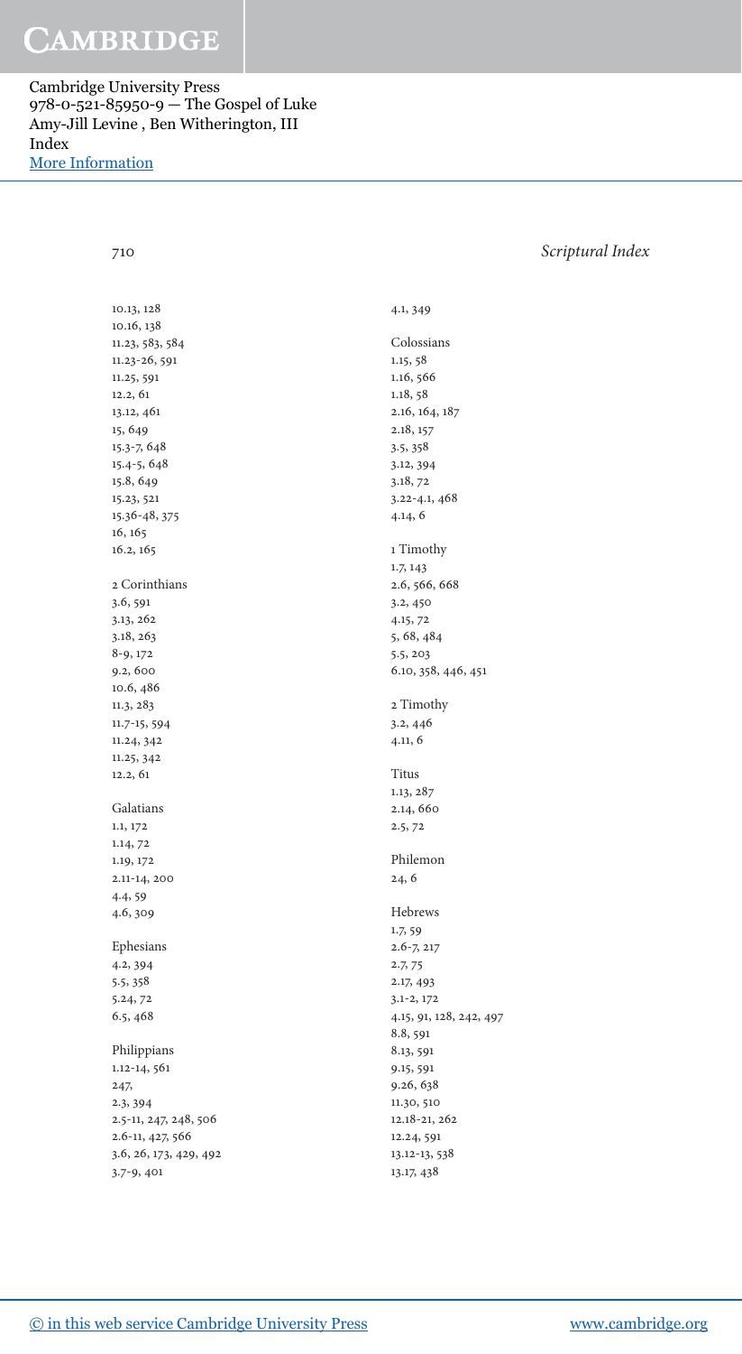10.13, 128
10.16, 138
11.23, 583, 584
11.23-26, 591
11.25, 591
12.2, 61
13.12, 461
15, 649
15.3-7, 648
15.4-5, 648
15.8, 649
15.23, 521
15.36-48, 375
16, 165
16.2, 165

2 Corinthians
3.6, 591
3.13, 262
3.18, 263
8-9, 172
9.2, 600
10.6, 486
11.3, 283
11.7-15, 594
11.24, 342
11.25, 342
12.2, 61

Galatians
1.1, 172
1.14, 72
1.19, 172
2.11-14, 200
4.4, 59
4.6, 309

Ephesians
4.2, 394
5.5, 358
5.24, 72
6.5, 468

Philippians
1.12-14, 561
247,
2.3, 394
2.5-11, 247, 248, 506
2.6-11, 427, 566
3.6, 26, 173, 429, 492
3.7-9, 401

4.1, 349

Colossians
1.15, 58
1.16, 566
1.18, 58
2.16, 164, 187
2.18, 157
3.5, 358
3.12, 394
3.18, 72
3.22-4.1, 468
4.14, 6

1 Timothy
1.7, 143
2.6, 566, 668
3.2, 450
4.15, 72
5, 68, 484
5.5, 203
6.10, 358, 446, 451

2 Timothy
3.2, 446
4.11, 6

Titus
1.13, 287
2.14, 660
2.5, 72

Philemon
24, 6

Hebrews
1.7, 59
2.6-7, 217
2.7, 75
2.17, 493
3.1-2, 172
4.15, 91, 128, 242, 497
8.8, 591
8.13, 591
9.15, 591
9.26, 638
11.30, 510
12.18-21, 262
12.24, 591
13.12-13, 538
13.17, 438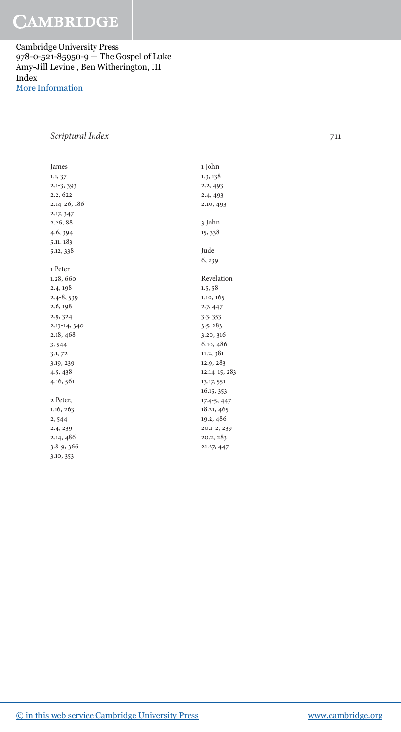## Scriptural Index

James
1.1, 37
2.1-3, 393
2.2, 622
2.14-26, 186
2.17, 347
2.26, 88
4.6, 394
5.11, 183
5.12, 338

1 Peter
1.28, 660
2.4, 198
2.4-8, 539
2.6, 198
2.9, 324
2.13-14, 340
2.18, 468
3, 544
3.1, 72
3.19, 239
4.5, 438
4.16, 561

2 Peter,
1.16, 263
2, 544
2.4, 239
2.14, 486
3.8-9, 366
3.10, 353

1 John
1.3, 138
2.2, 493
2.4, 493
2.10, 493

3 John
15, 338

Jude
6, 239

Revelation
1.5, 58
1.10, 165
2.7, 447
3.3, 353
3.5, 283
3.20, 316
6.10, 486
11.2, 381
12.9, 283
12:14-15, 283
13.17, 551
16.15, 353
17.4-5, 447
18.21, 465
19.2, 486
20.1-2, 239
20.2, 283
21.27, 447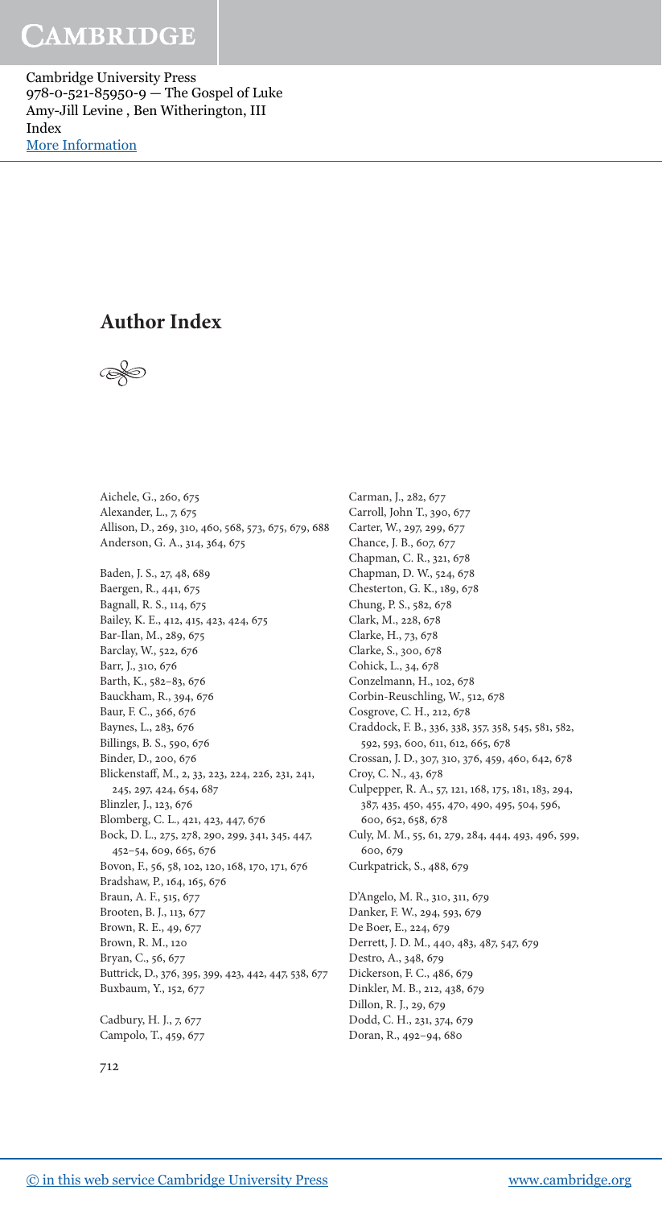# Author Index

Aichele, G., 260, 675
Alexander, L., 7, 675
Allison, D., 269, 310, 460, 568, 573, 675, 679, 688
Anderson, G. A., 314, 364, 675

Baden, J. S., 27, 48, 689
Baergen, R., 441, 675
Bagnall, R. S., 114, 675
Bailey, K. E., 412, 415, 423, 424, 675
Bar-Ilan, M., 289, 675
Barclay, W., 522, 676
Barr, J., 310, 676
Barth, K., 582–83, 676
Bauckham, R., 394, 676
Baur, F. C., 366, 676
Baynes, L., 283, 676
Billings, B. S., 590, 676
Binder, D., 200, 676
Blickenstaff, M., 2, 33, 223, 224, 226, 231, 241, 245, 297, 424, 654, 687
Blinzler, J., 123, 676
Blomberg, C. L., 421, 423, 447, 676
Bock, D. L., 275, 278, 290, 299, 341, 345, 447, 452–54, 609, 665, 676
Bovon, F., 56, 58, 102, 120, 168, 170, 171, 676
Bradshaw, P., 164, 165, 676
Braun, A. F., 515, 677
Brooten, B. J., 113, 677
Brown, R. E., 49, 677
Brown, R. M., 120
Bryan, C., 56, 677
Buttrick, D., 376, 395, 399, 423, 442, 447, 538, 677
Buxbaum, Y., 152, 677

Cadbury, H. J., 7, 677
Campolo, T., 459, 677
Carman, J., 282, 677
Carroll, John T., 390, 677
Carter, W., 297, 299, 677
Chance, J. B., 607, 677
Chapman, C. R., 321, 678
Chapman, D. W., 524, 678
Chesterton, G. K., 189, 678
Chung, P. S., 582, 678
Clark, M., 228, 678
Clarke, H., 73, 678
Clarke, S., 300, 678
Cohick, L., 34, 678
Conzelmann, H., 102, 678
Corbin-Reuschling, W., 512, 678
Cosgrove, C. H., 212, 678
Craddock, F. B., 336, 338, 357, 358, 545, 581, 582, 592, 593, 600, 611, 612, 665, 678
Crossan, J. D., 307, 310, 376, 459, 460, 642, 678
Croy, C. N., 43, 678
Culpepper, R. A., 57, 121, 168, 175, 181, 183, 294, 387, 435, 450, 455, 470, 490, 495, 504, 596, 600, 652, 658, 678
Culy, M. M., 55, 61, 279, 284, 444, 493, 496, 599, 600, 679
Curkpatrick, S., 488, 679

D'Angelo, M. R., 310, 311, 679
Danker, F. W., 294, 593, 679
De Boer, E., 224, 679
Derrett, J. D. M., 440, 483, 487, 547, 679
Destro, A., 348, 679
Dickerson, F. C., 486, 679
Dinkler, M. B., 212, 438, 679
Dillon, R. J., 29, 679
Dodd, C. H., 231, 374, 679
Doran, R., 492–94, 680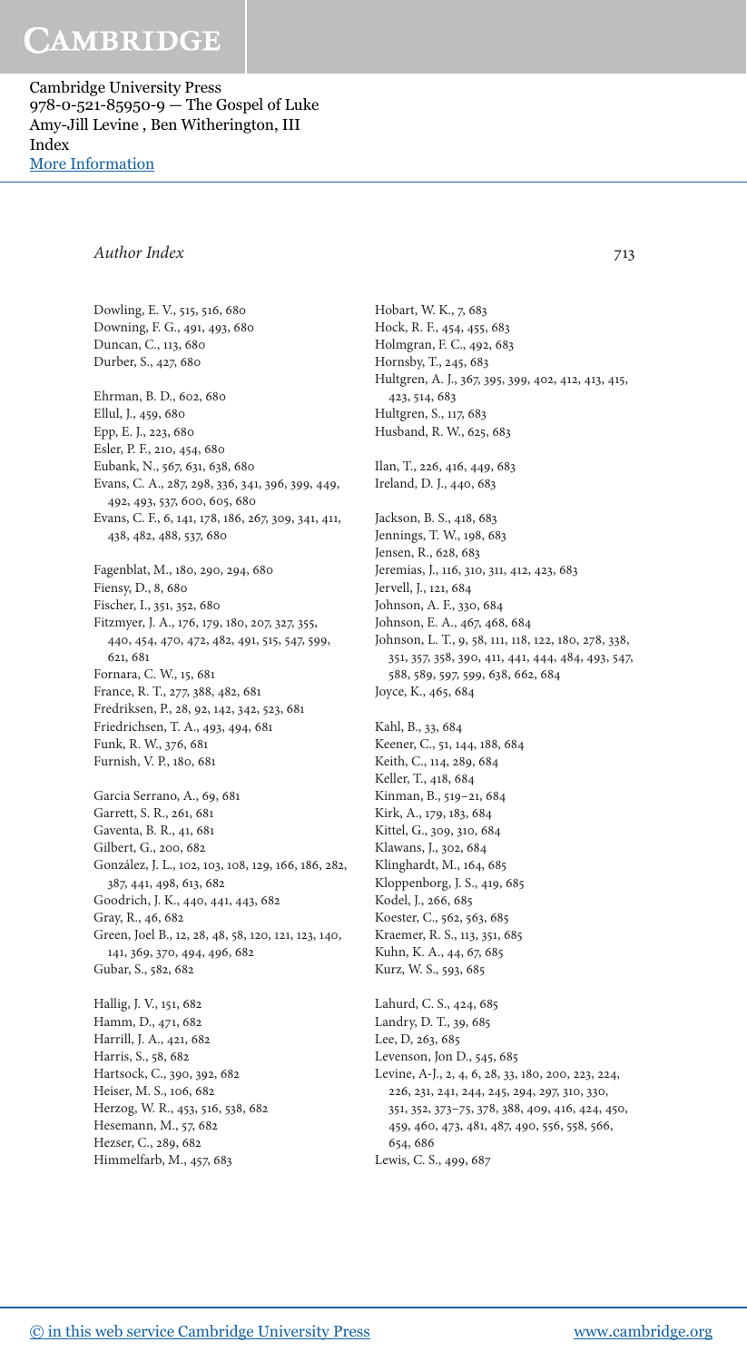*Author Index*

Dowling, E. V., 515, 516, 680
Downing, F. G., 491, 493, 680
Duncan, C., 113, 680
Durber, S., 427, 680

Ehrman, B. D., 602, 680
Ellul, J., 459, 680
Epp, E. J., 223, 680
Esler, P. F., 210, 454, 680
Eubank, N., 567, 631, 638, 680
Evans, C. A., 287, 298, 336, 341, 396, 399, 449, 492, 493, 537, 600, 605, 680
Evans, C. F., 6, 141, 178, 186, 267, 309, 341, 411, 438, 482, 488, 537, 680

Fagenblat, M., 180, 290, 294, 680
Fiensy, D., 8, 680
Fischer, I., 351, 352, 680
Fitzmyer, J. A., 176, 179, 180, 207, 327, 355, 440, 454, 470, 472, 482, 491, 515, 547, 599, 621, 681
Fornara, C. W., 15, 681
France, R. T., 277, 388, 482, 681
Fredriksen, P., 28, 92, 142, 342, 523, 681
Friedrichsen, T. A., 493, 494, 681
Funk, R. W., 376, 681
Furnish, V. P., 180, 681

Garcia Serrano, A., 69, 681
Garrett, S. R., 261, 681
Gaventa, B. R., 41, 681
Gilbert, G., 200, 682
González, J. L., 102, 103, 108, 129, 166, 186, 282, 387, 441, 498, 613, 682
Goodrich, J. K., 440, 441, 443, 682
Gray, R., 46, 682
Green, Joel B., 12, 28, 48, 58, 120, 121, 123, 140, 141, 369, 370, 494, 496, 682
Gubar, S., 582, 682

Hallig, J. V., 151, 682
Hamm, D., 471, 682
Harrill, J. A., 421, 682
Harris, S., 58, 682
Hartsock, C., 390, 392, 682
Heiser, M. S., 106, 682
Herzog, W. R., 453, 516, 538, 682
Hesemann, M., 57, 682
Hezser, C., 289, 682
Himmelfarb, M., 457, 683
Hobart, W. K., 7, 683
Hock, R. F., 454, 455, 683
Holmgran, F. C., 492, 683
Hornsby, T., 245, 683
Hultgren, A. J., 367, 395, 399, 402, 412, 413, 415, 423, 514, 683
Hultgren, S., 117, 683
Husband, R. W., 625, 683

Ilan, T., 226, 416, 449, 683
Ireland, D. J., 440, 683

Jackson, B. S., 418, 683
Jennings, T. W., 198, 683
Jensen, R., 628, 683
Jeremias, J., 116, 310, 311, 412, 423, 683
Jervell, J., 121, 684
Johnson, A. F., 330, 684
Johnson, E. A., 467, 468, 684
Johnson, L. T., 9, 58, 111, 118, 122, 180, 278, 338, 351, 357, 358, 390, 411, 441, 444, 484, 493, 547, 588, 589, 597, 599, 638, 662, 684
Joyce, K., 465, 684

Kahl, B., 33, 684
Keener, C., 51, 144, 188, 684
Keith, C., 114, 289, 684
Keller, T., 418, 684
Kinman, B., 519–21, 684
Kirk, A., 179, 183, 684
Kittel, G., 309, 310, 684
Klawans, J., 302, 684
Klinghardt, M., 164, 685
Kloppenborg, J. S., 419, 685
Kodel, J., 266, 685
Koester, C., 562, 563, 685
Kraemer, R. S., 113, 351, 685
Kuhn, K. A., 44, 67, 685
Kurz, W. S., 593, 685

Lahurd, C. S., 424, 685
Landry, D. T., 39, 685
Lee, D, 263, 685
Levenson, Jon D., 545, 685
Levine, A-J., 2, 4, 6, 28, 33, 180, 200, 223, 224, 226, 231, 241, 244, 245, 294, 297, 310, 330, 351, 352, 373–75, 378, 388, 409, 416, 424, 450, 459, 460, 473, 481, 487, 490, 556, 558, 566, 654, 686
Lewis, C. S., 499, 687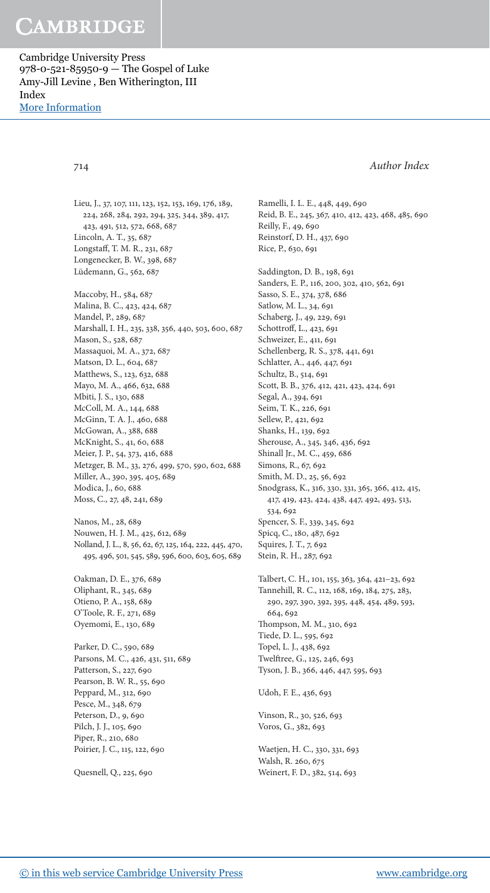Lieu, J., 37, 107, 111, 123, 152, 153, 169, 176, 189, 224, 268, 284, 292, 294, 325, 344, 389, 417, 423, 491, 512, 572, 668, 687
Lincoln, A. T., 35, 687
Longstaff, T. M. R., 231, 687
Longenecker, B. W., 398, 687
Lüdemann, G., 562, 687

Maccoby, H., 584, 687
Malina, B. C., 423, 424, 687
Mandel, P., 289, 687
Marshall, I. H., 235, 338, 356, 440, 503, 600, 687
Mason, S., 528, 687
Massaquoi, M. A., 372, 687
Matson, D. L., 604, 687
Matthews, S., 123, 632, 688
Mayo, M. A., 466, 632, 688
Mbiti, J. S., 130, 688
McColl, M. A., 144, 688
McGinn, T. A. J., 460, 688
McGowan, A., 388, 688
McKnight, S., 41, 60, 688
Meier, J. P., 54, 373, 416, 688
Metzger, B. M., 33, 276, 499, 570, 590, 602, 688
Miller, A., 390, 395, 405, 689
Modica, J., 60, 688
Moss, C., 27, 48, 241, 689

Nanos, M., 28, 689
Nouwen, H. J. M., 425, 612, 689
Nolland, J. L., 8, 56, 62, 67, 125, 164, 222, 445, 470, 495, 496, 501, 545, 589, 596, 600, 603, 605, 689

Oakman, D. E., 376, 689
Oliphant, R., 345, 689
Otieno, P. A., 158, 689
O'Toole, R. F., 271, 689
Oyemomi, E., 130, 689

Parker, D. C., 590, 689
Parsons, M. C., 426, 431, 511, 689
Patterson, S., 227, 690
Pearson, B. W. R., 55, 690
Peppard, M., 312, 690
Pesce, M., 348, 679
Peterson, D., 9, 690
Pilch, J. J., 105, 690
Piper, R., 210, 680
Poirier, J. C., 115, 122, 690

Quesnell, Q., 225, 690

Ramelli, I. L. E., 448, 449, 690
Reid, B. E., 245, 367, 410, 412, 423, 468, 485, 690
Reilly, F., 49, 690
Reinstorf, D. H., 437, 690
Rice, P., 630, 691

Saddington, D. B., 198, 691
Sanders, E. P., 116, 200, 302, 410, 562, 691
Sasso, S. E., 374, 378, 686
Satlow, M. L., 34, 691
Schaberg, J., 49, 229, 691
Schottroff, L., 423, 691
Schweizer, E., 411, 691
Schellenberg, R. S., 378, 441, 691
Schlatter, A., 446, 447, 691
Schultz, B., 514, 691
Scott, B. B., 376, 412, 421, 423, 424, 691
Segal, A., 394, 691
Seim, T. K., 226, 691
Sellew, P., 421, 692
Shanks, H., 139, 692
Sherouse, A., 345, 346, 436, 692
Shinall Jr., M. C., 459, 686
Simons, R., 67, 692
Smith, M. D., 25, 56, 692
Snodgrass, K., 316, 330, 331, 365, 366, 412, 415, 417, 419, 423, 424, 438, 447, 492, 493, 513, 534, 692
Spencer, S. F., 339, 345, 692
Spicq, C., 180, 487, 692
Squires, J. T., 7, 692
Stein, R. H., 287, 692

Talbert, C. H., 101, 155, 363, 364, 421–23, 692
Tannehill, R. C., 112, 168, 169, 184, 275, 283, 290, 297, 390, 392, 395, 448, 454, 489, 593, 664, 692
Thompson, M. M., 310, 692
Tiede, D. L., 595, 692
Topel, L. J., 438, 692
Twelftree, G., 125, 246, 693
Tyson, J. B., 366, 446, 447, 595, 693

Udoh, F. E., 436, 693

Vinson, R., 30, 526, 693
Voros, G., 382, 693

Waetjen, H. C., 330, 331, 693
Walsh, R. 260, 675
Weinert, F. D., 382, 514, 693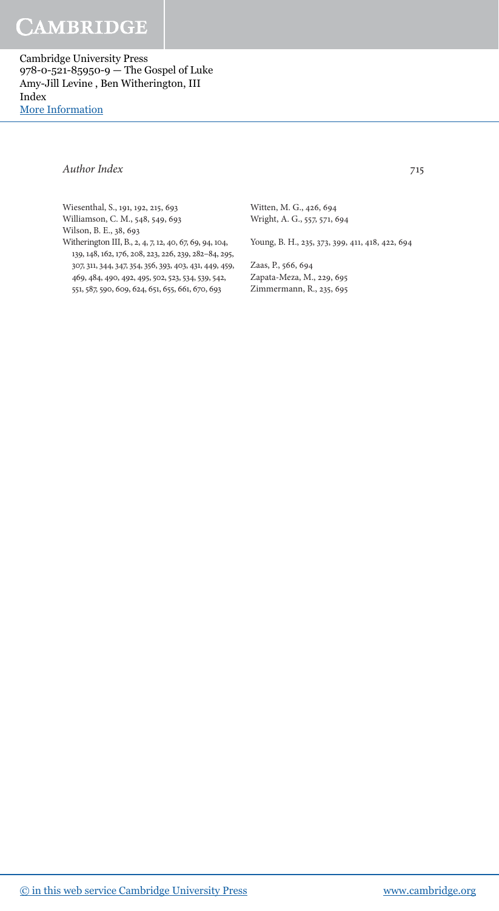*Author Index*

Wiesenthal, S., 191, 192, 215, 693
Williamson, C. M., 548, 549, 693
Wilson, B. E., 38, 693
Witherington III, B., 2, 4, 7, 12, 40, 67, 69, 94, 104, 139, 148, 162, 176, 208, 223, 226, 239, 282–84, 295, 307, 311, 344, 347, 354, 356, 393, 403, 431, 449, 459, 469, 484, 490, 492, 495, 502, 523, 534, 539, 542, 551, 587, 590, 609, 624, 651, 655, 661, 670, 693
Witten, M. G., 426, 694
Wright, A. G., 557, 571, 694

Young, B. H., 235, 373, 399, 411, 418, 422, 694

Zaas, P., 566, 694
Zapata-Meza, M., 229, 695
Zimmermann, R., 235, 695